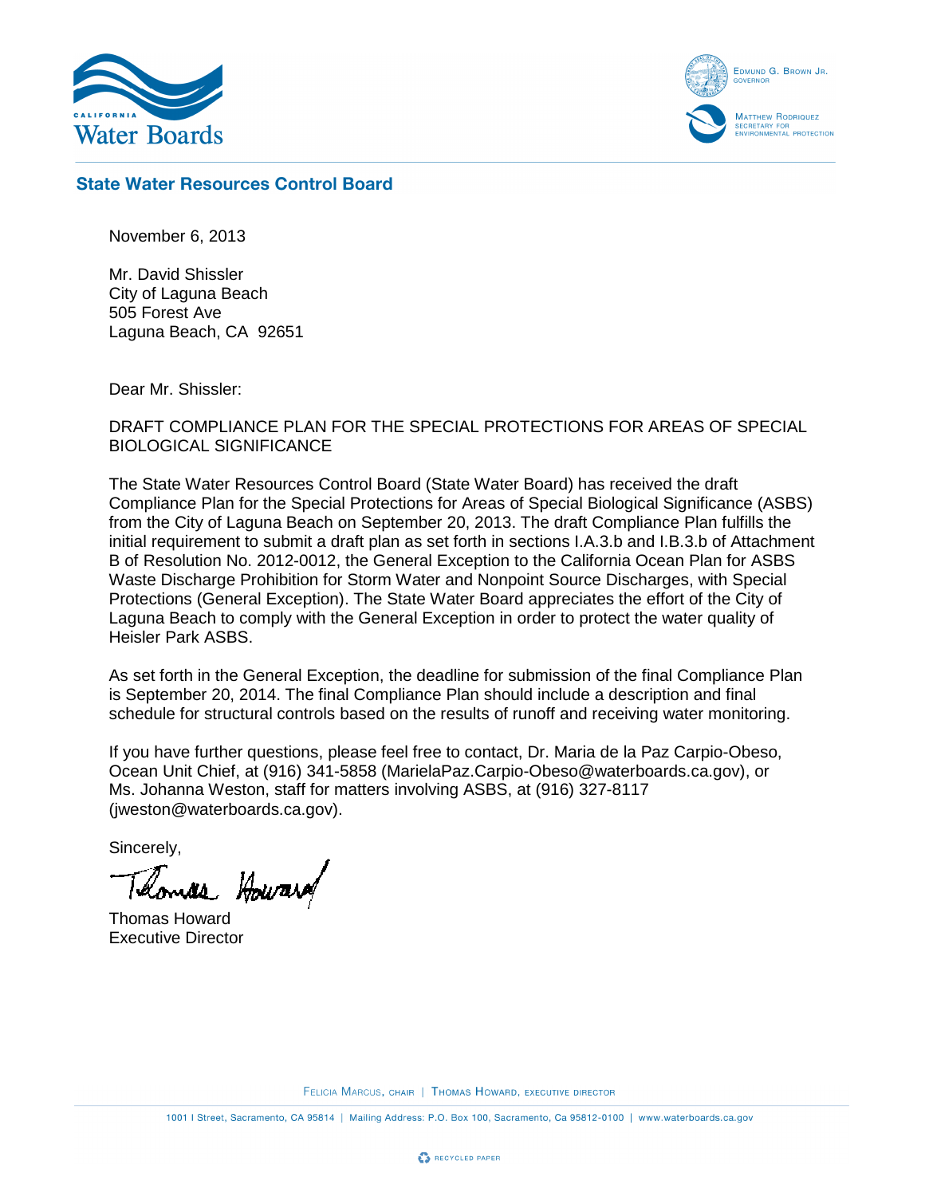California Water Boards

Edmund G. Brown Jr.
Governor

Matthew Rodriquez
Secretary for
Environmental Protection

## State Water Resources Control Board

November 6, 2013

Mr. David Shissler
City of Laguna Beach
505 Forest Ave
Laguna Beach, CA 92651

Dear Mr. Shissler:

DRAFT COMPLIANCE PLAN FOR THE SPECIAL PROTECTIONS FOR AREAS OF SPECIAL BIOLOGICAL SIGNIFICANCE

The State Water Resources Control Board (State Water Board) has received the draft Compliance Plan for the Special Protections for Areas of Special Biological Significance (ASBS) from the City of Laguna Beach on September 20, 2013. The draft Compliance Plan fulfills the initial requirement to submit a draft plan as set forth in sections I.A.3.b and I.B.3.b of Attachment B of Resolution No. 2012-0012, the General Exception to the California Ocean Plan for ASBS Waste Discharge Prohibition for Storm Water and Nonpoint Source Discharges, with Special Protections (General Exception). The State Water Board appreciates the effort of the City of Laguna Beach to comply with the General Exception in order to protect the water quality of Heisler Park ASBS.

As set forth in the General Exception, the deadline for submission of the final Compliance Plan is September 20, 2014. The final Compliance Plan should include a description and final schedule for structural controls based on the results of runoff and receiving water monitoring.

If you have further questions, please feel free to contact, Dr. Maria de la Paz Carpio-Obeso, Ocean Unit Chief, at (916) 341-5858 (MarielaPaz.Carpio-Obeso@waterboards.ca.gov), or Ms. Johanna Weston, staff for matters involving ASBS, at (916) 327-8117 (jweston@waterboards.ca.gov).

Sincerely,

Thomas Howard
Executive Director

Felicia Marcus, chair | Thomas Howard, executive director

1001 I Street, Sacramento, CA 95814 | Mailing Address: P.O. Box 100, Sacramento, Ca 95812-0100 | www.waterboards.ca.gov

Recycled paper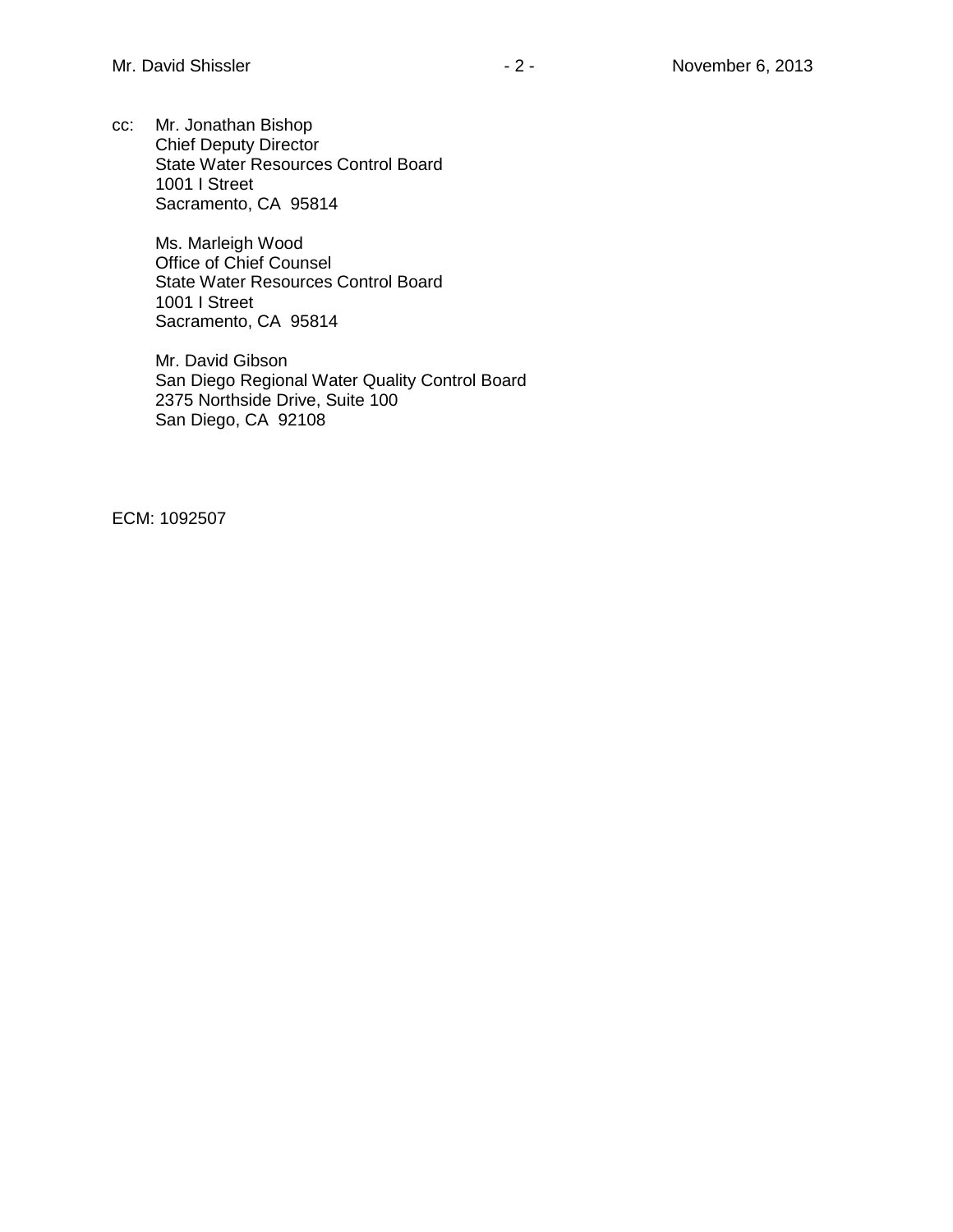cc: Mr. Jonathan Bishop
Chief Deputy Director
State Water Resources Control Board
1001 I Street
Sacramento, CA 95814

Ms. Marleigh Wood
Office of Chief Counsel
State Water Resources Control Board
1001 I Street
Sacramento, CA 95814

Mr. David Gibson
San Diego Regional Water Quality Control Board
2375 Northside Drive, Suite 100
San Diego, CA 92108

ECM: 1092507